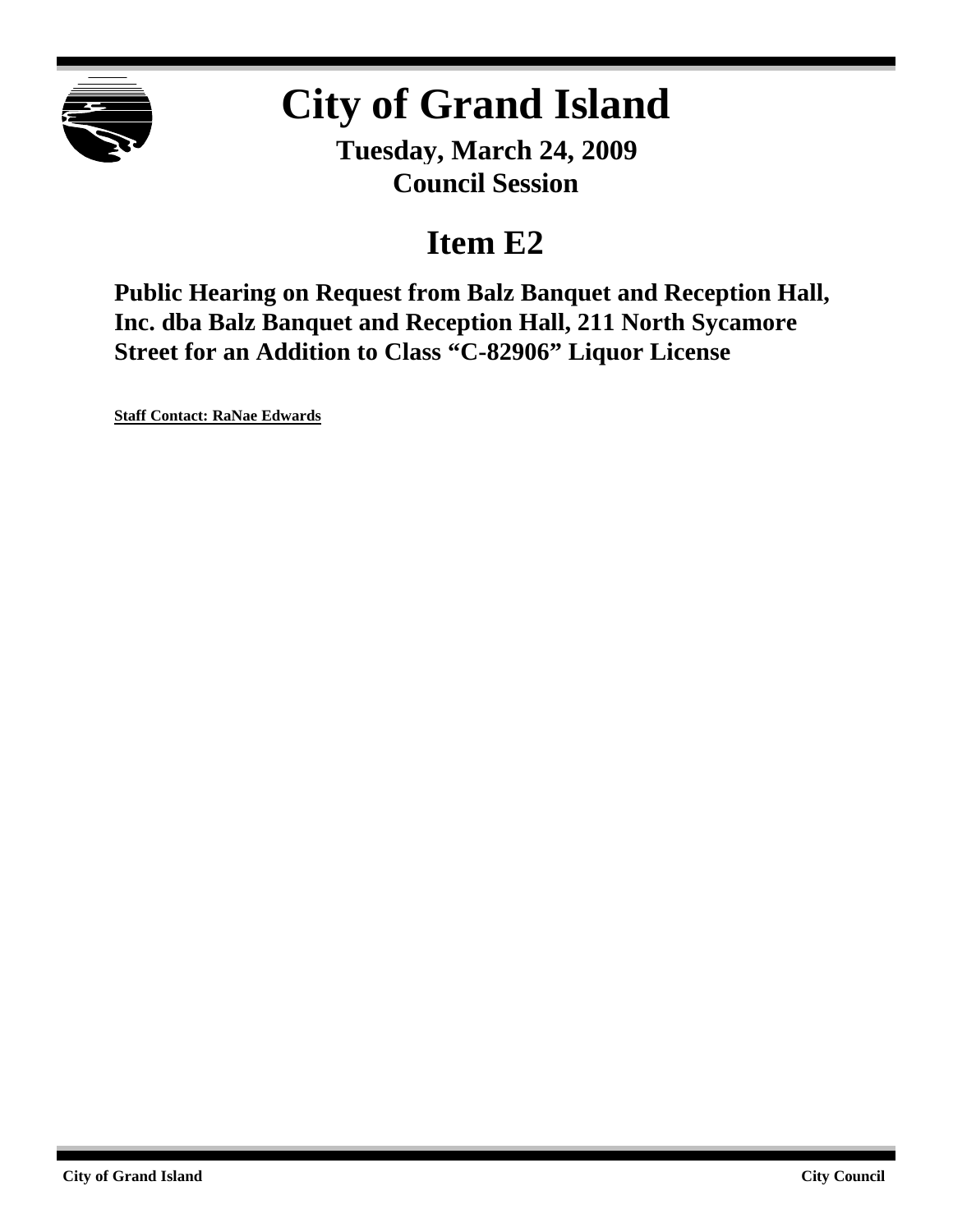# City of Grand Island

**Tuesday, March 24, 2009**
**Council Session**

## Item E2

**Public Hearing on Request from Balz Banquet and Reception Hall, Inc. dba Balz Banquet and Reception Hall, 211 North Sycamore Street for an Addition to Class "C-82906" Liquor License**

**Staff Contact: RaNae Edwards**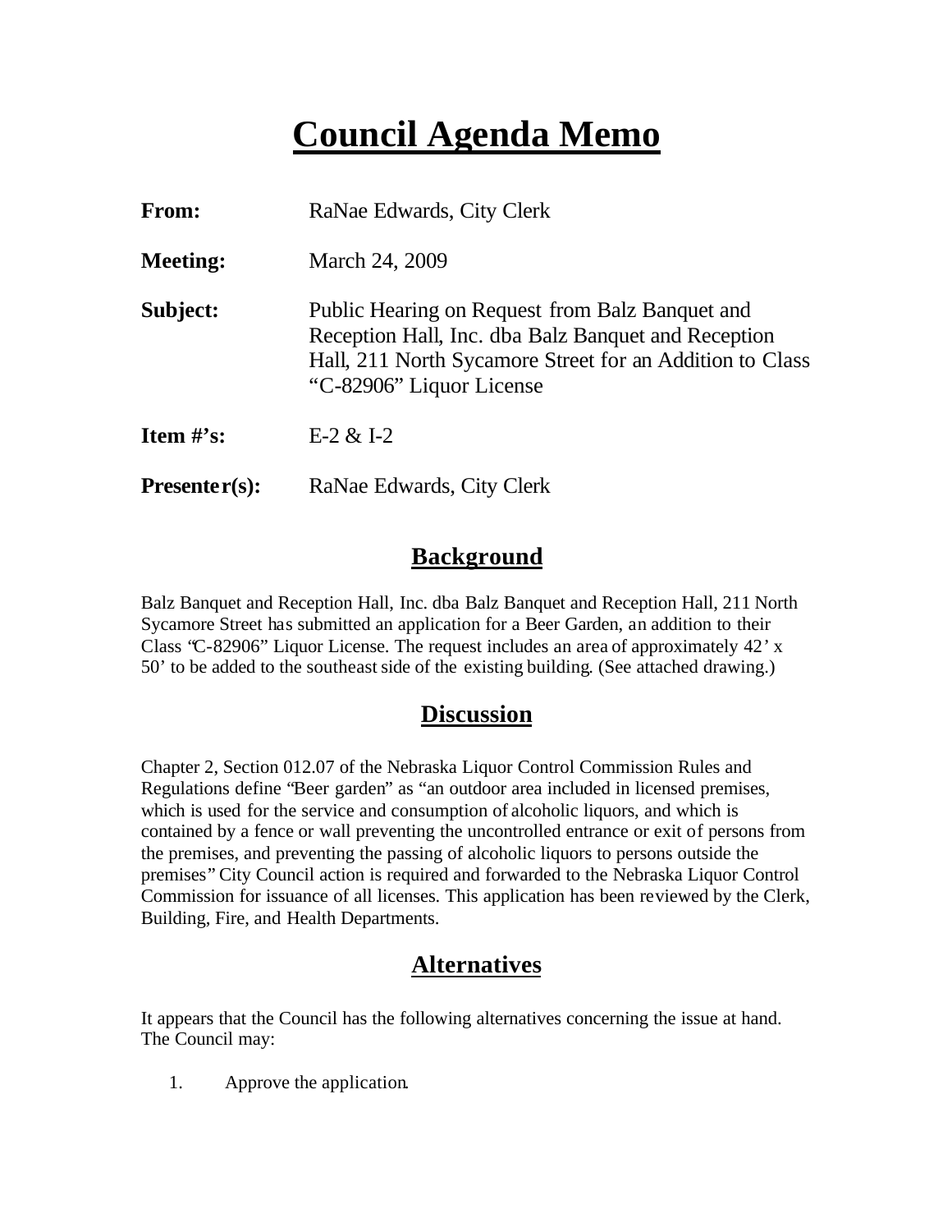# Council Agenda Memo

**From:** RaNae Edwards, City Clerk

**Meeting:** March 24, 2009

**Subject:** Public Hearing on Request from Balz Banquet and Reception Hall, Inc. dba Balz Banquet and Reception Hall, 211 North Sycamore Street for an Addition to Class "C-82906" Liquor License

**Item #'s:** E-2 & I-2

**Presenter(s):** RaNae Edwards, City Clerk

## Background

Balz Banquet and Reception Hall, Inc. dba Balz Banquet and Reception Hall, 211 North Sycamore Street has submitted an application for a Beer Garden, an addition to their Class "C-82906" Liquor License. The request includes an area of approximately 42' x 50' to be added to the southeast side of the existing building. (See attached drawing.)

## Discussion

Chapter 2, Section 012.07 of the Nebraska Liquor Control Commission Rules and Regulations define "Beer garden" as "an outdoor area included in licensed premises, which is used for the service and consumption of alcoholic liquors, and which is contained by a fence or wall preventing the uncontrolled entrance or exit of persons from the premises, and preventing the passing of alcoholic liquors to persons outside the premises" City Council action is required and forwarded to the Nebraska Liquor Control Commission for issuance of all licenses. This application has been reviewed by the Clerk, Building, Fire, and Health Departments.

## Alternatives

It appears that the Council has the following alternatives concerning the issue at hand. The Council may:

1. Approve the application.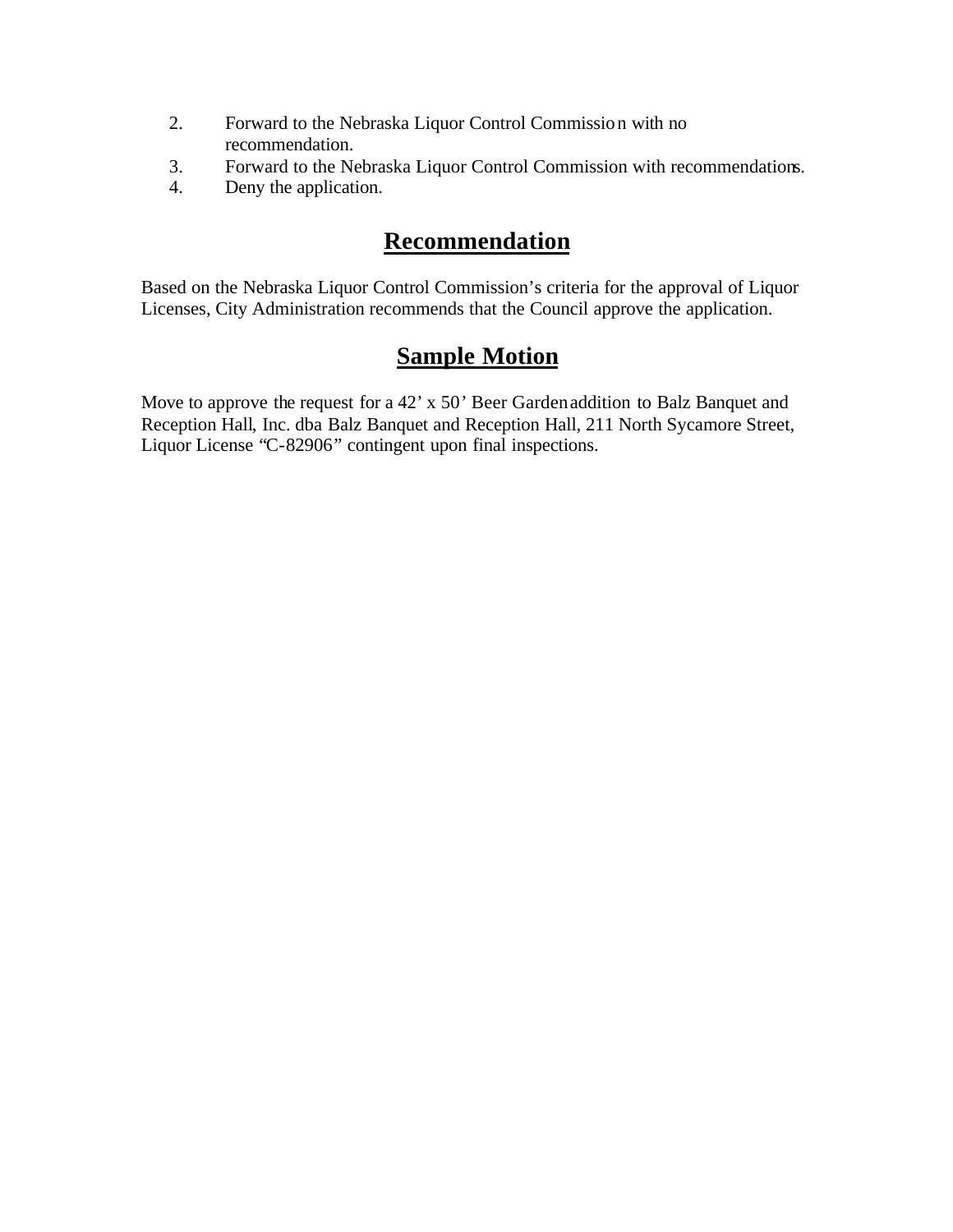2. Forward to the Nebraska Liquor Control Commission with no recommendation.
3. Forward to the Nebraska Liquor Control Commission with recommendations.
4. Deny the application.

## Recommendation

Based on the Nebraska Liquor Control Commission's criteria for the approval of Liquor Licenses, City Administration recommends that the Council approve the application.

## Sample Motion

Move to approve the request for a 42' x 50' Beer Garden addition to Balz Banquet and Reception Hall, Inc. dba Balz Banquet and Reception Hall, 211 North Sycamore Street, Liquor License "C-82906" contingent upon final inspections.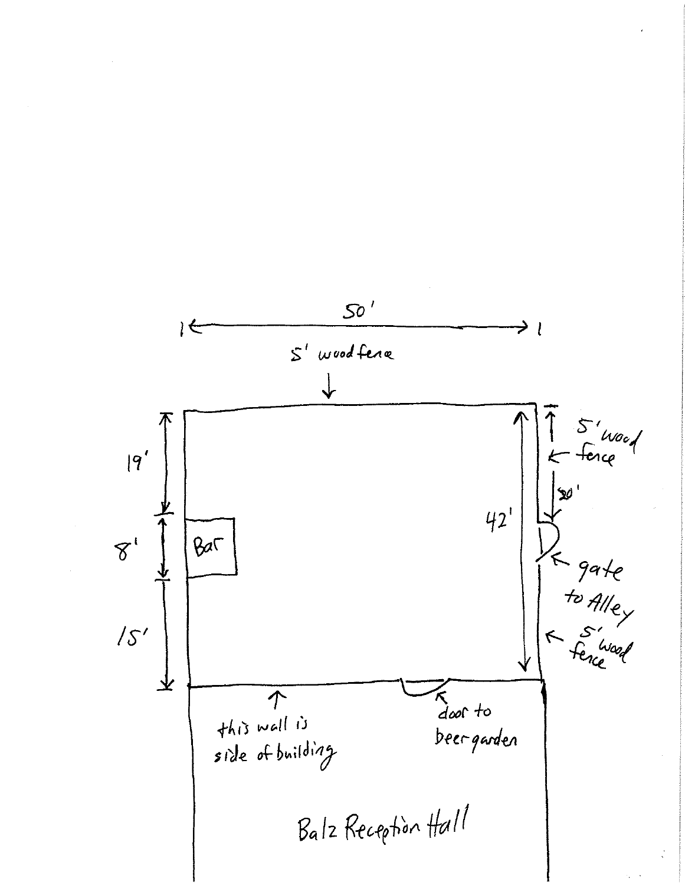50'

5' wood fence

19'

8'

Bar

15'

42'

5' wood fence

20'

gate to Alley

5' wood fence

this wall is side of building

door to beer garden

Balz Reception Hall